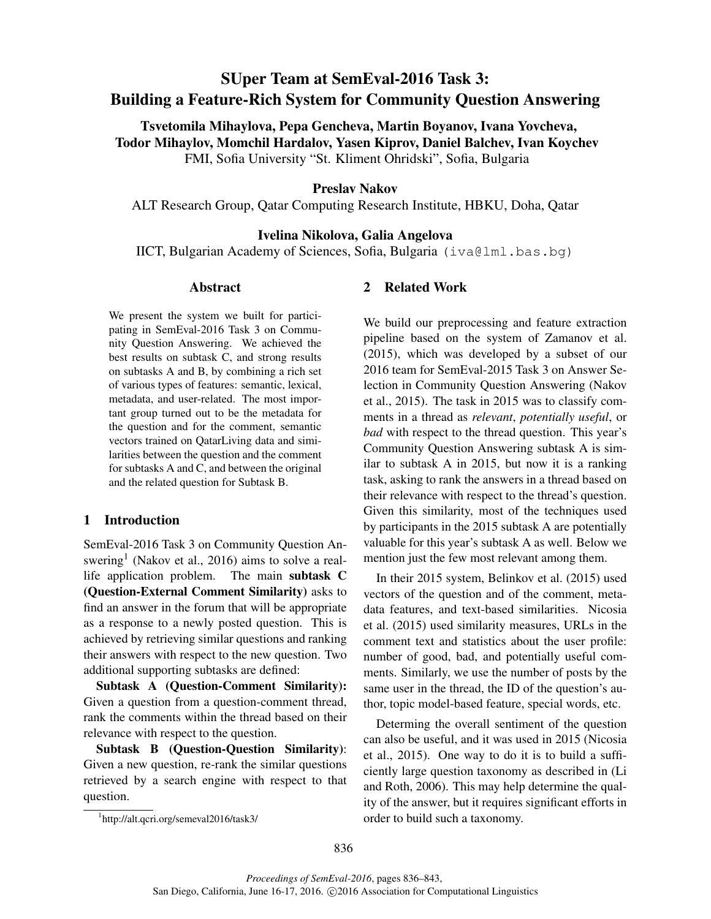# SUper Team at SemEval-2016 Task 3: Building a Feature-Rich System for Community Question Answering

**Tsvetomila Mihaylova, Pepa Gencheva, Martin Boyanov, Ivana Yovcheva, Todor Mihaylov, Momchil Hardalov, Yasen Kiprov, Daniel Balchev, Ivan Koychev**
FMI, Sofia University "St. Kliment Ohridski", Sofia, Bulgaria

**Preslav Nakov**
ALT Research Group, Qatar Computing Research Institute, HBKU, Doha, Qatar

**Ivelina Nikolova, Galia Angelova**
IICT, Bulgarian Academy of Sciences, Sofia, Bulgaria (iva@lml.bas.bg)

## Abstract

We present the system we built for participating in SemEval-2016 Task 3 on Community Question Answering. We achieved the best results on subtask C, and strong results on subtasks A and B, by combining a rich set of various types of features: semantic, lexical, metadata, and user-related. The most important group turned out to be the metadata for the question and for the comment, semantic vectors trained on QatarLiving data and similarities between the question and the comment for subtasks A and C, and between the original and the related question for Subtask B.

## 1 Introduction

SemEval-2016 Task 3 on Community Question Answering[1] (Nakov et al., 2016) aims to solve a real-life application problem. The main **subtask C (Question-External Comment Similarity)** asks to find an answer in the forum that will be appropriate as a response to a newly posted question. This is achieved by retrieving similar questions and ranking their answers with respect to the new question. Two additional supporting subtasks are defined:

**Subtask A (Question-Comment Similarity):** Given a question from a question-comment thread, rank the comments within the thread based on their relevance with respect to the question.

**Subtask B (Question-Question Similarity)**: Given a new question, re-rank the similar questions retrieved by a search engine with respect to that question.

[1] http://alt.qcri.org/semeval2016/task3/

## 2 Related Work

We build our preprocessing and feature extraction pipeline based on the system of Zamanov et al. (2015), which was developed by a subset of our 2016 team for SemEval-2015 Task 3 on Answer Selection in Community Question Answering (Nakov et al., 2015). The task in 2015 was to classify comments in a thread as *relevant*, *potentially useful*, or *bad* with respect to the thread question. This year's Community Question Answering subtask A is similar to subtask A in 2015, but now it is a ranking task, asking to rank the answers in a thread based on their relevance with respect to the thread's question. Given this similarity, most of the techniques used by participants in the 2015 subtask A are potentially valuable for this year's subtask A as well. Below we mention just the few most relevant among them.

In their 2015 system, Belinkov et al. (2015) used vectors of the question and of the comment, metadata features, and text-based similarities. Nicosia et al. (2015) used similarity measures, URLs in the comment text and statistics about the user profile: number of good, bad, and potentially useful comments. Similarly, we use the number of posts by the same user in the thread, the ID of the question's author, topic model-based feature, special words, etc.

Determing the overall sentiment of the question can also be useful, and it was used in 2015 (Nicosia et al., 2015). One way to do it is to build a sufficiently large question taxonomy as described in (Li and Roth, 2006). This may help determine the quality of the answer, but it requires significant efforts in order to build such a taxonomy.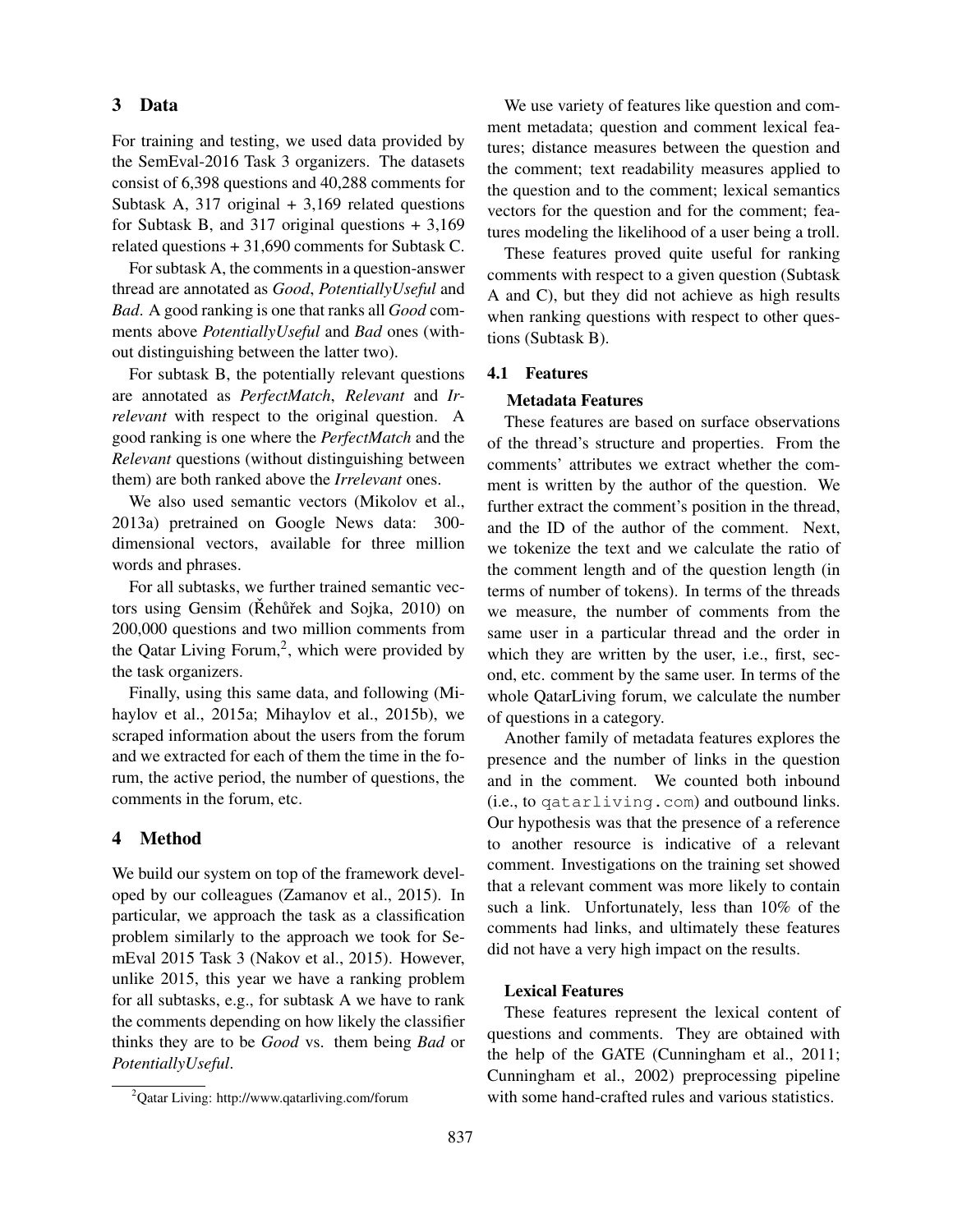## 3 Data

For training and testing, we used data provided by the SemEval-2016 Task 3 organizers. The datasets consist of 6,398 questions and 40,288 comments for Subtask A, 317 original + 3,169 related questions for Subtask B, and 317 original questions + 3,169 related questions + 31,690 comments for Subtask C.

For subtask A, the comments in a question-answer thread are annotated as *Good*, *PotentiallyUseful* and *Bad*. A good ranking is one that ranks all *Good* comments above *PotentiallyUseful* and *Bad* ones (without distinguishing between the latter two).

For subtask B, the potentially relevant questions are annotated as *PerfectMatch*, *Relevant* and *Irrelevant* with respect to the original question. A good ranking is one where the *PerfectMatch* and the *Relevant* questions (without distinguishing between them) are both ranked above the *Irrelevant* ones.

We also used semantic vectors (Mikolov et al., 2013a) pretrained on Google News data: 300-dimensional vectors, available for three million words and phrases.

For all subtasks, we further trained semantic vectors using Gensim (Řehůřek and Sojka, 2010) on 200,000 questions and two million comments from the Qatar Living Forum,[2], which were provided by the task organizers.

Finally, using this same data, and following (Mihaylov et al., 2015a; Mihaylov et al., 2015b), we scraped information about the users from the forum and we extracted for each of them the time in the forum, the active period, the number of questions, the comments in the forum, etc.

## 4 Method

We build our system on top of the framework developed by our colleagues (Zamanov et al., 2015). In particular, we approach the task as a classification problem similarly to the approach we took for SemEval 2015 Task 3 (Nakov et al., 2015). However, unlike 2015, this year we have a ranking problem for all subtasks, e.g., for subtask A we have to rank the comments depending on how likely the classifier thinks they are to be *Good* vs. them being *Bad* or *PotentiallyUseful*.

[2]Qatar Living: http://www.qatarliving.com/forum

We use variety of features like question and comment metadata; question and comment lexical features; distance measures between the question and the comment; text readability measures applied to the question and to the comment; lexical semantics vectors for the question and for the comment; features modeling the likelihood of a user being a troll.

These features proved quite useful for ranking comments with respect to a given question (Subtask A and C), but they did not achieve as high results when ranking questions with respect to other questions (Subtask B).

### 4.1 Features

#### Metadata Features

These features are based on surface observations of the thread's structure and properties. From the comments' attributes we extract whether the comment is written by the author of the question. We further extract the comment's position in the thread, and the ID of the author of the comment. Next, we tokenize the text and we calculate the ratio of the comment length and of the question length (in terms of number of tokens). In terms of the threads we measure, the number of comments from the same user in a particular thread and the order in which they are written by the user, i.e., first, second, etc. comment by the same user. In terms of the whole QatarLiving forum, we calculate the number of questions in a category.

Another family of metadata features explores the presence and the number of links in the question and in the comment. We counted both inbound (i.e., to `qatarliving.com`) and outbound links. Our hypothesis was that the presence of a reference to another resource is indicative of a relevant comment. Investigations on the training set showed that a relevant comment was more likely to contain such a link. Unfortunately, less than 10% of the comments had links, and ultimately these features did not have a very high impact on the results.

#### Lexical Features

These features represent the lexical content of questions and comments. They are obtained with the help of the GATE (Cunningham et al., 2011; Cunningham et al., 2002) preprocessing pipeline with some hand-crafted rules and various statistics.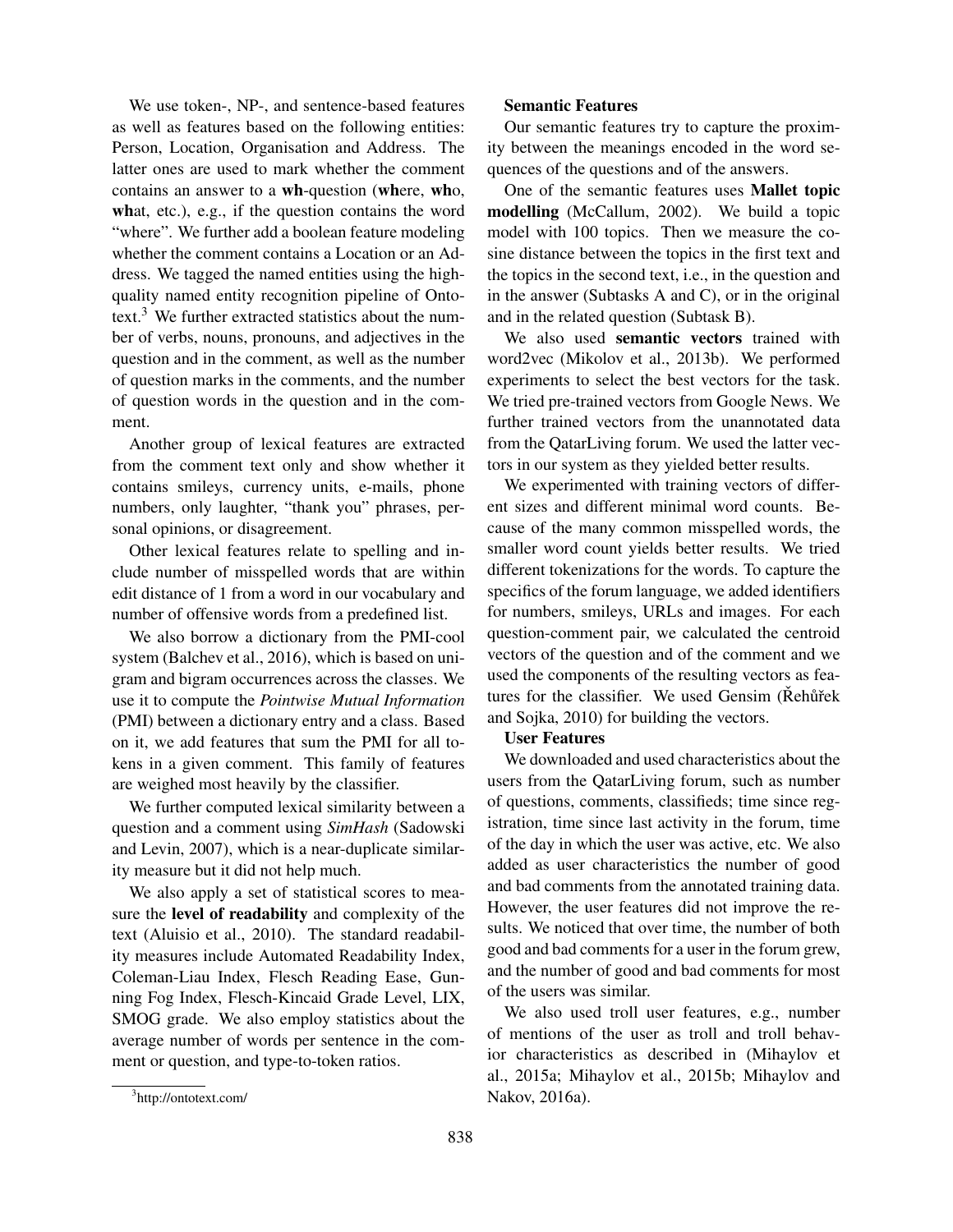We use token-, NP-, and sentence-based features as well as features based on the following entities: Person, Location, Organisation and Address. The latter ones are used to mark whether the comment contains an answer to a **wh**-question (**wh**ere, **wh**o, **wh**at, etc.), e.g., if the question contains the word "where". We further add a boolean feature modeling whether the comment contains a Location or an Address. We tagged the named entities using the high-quality named entity recognition pipeline of Ontotext.[3] We further extracted statistics about the number of verbs, nouns, pronouns, and adjectives in the question and in the comment, as well as the number of question marks in the comments, and the number of question words in the question and in the comment.

Another group of lexical features are extracted from the comment text only and show whether it contains smileys, currency units, e-mails, phone numbers, only laughter, "thank you" phrases, personal opinions, or disagreement.

Other lexical features relate to spelling and include number of misspelled words that are within edit distance of 1 from a word in our vocabulary and number of offensive words from a predefined list.

We also borrow a dictionary from the PMI-cool system (Balchev et al., 2016), which is based on unigram and bigram occurrences across the classes. We use it to compute the *Pointwise Mutual Information* (PMI) between a dictionary entry and a class. Based on it, we add features that sum the PMI for all tokens in a given comment. This family of features are weighed most heavily by the classifier.

We further computed lexical similarity between a question and a comment using *SimHash* (Sadowski and Levin, 2007), which is a near-duplicate similarity measure but it did not help much.

We also apply a set of statistical scores to measure the **level of readability** and complexity of the text (Aluisio et al., 2010). The standard readability measures include Automated Readability Index, Coleman-Liau Index, Flesch Reading Ease, Gunning Fog Index, Flesch-Kincaid Grade Level, LIX, SMOG grade. We also employ statistics about the average number of words per sentence in the comment or question, and type-to-token ratios.

[3] http://ontotext.com/

**Semantic Features**

Our semantic features try to capture the proximity between the meanings encoded in the word sequences of the questions and of the answers.

One of the semantic features uses **Mallet topic modelling** (McCallum, 2002). We build a topic model with 100 topics. Then we measure the cosine distance between the topics in the first text and the topics in the second text, i.e., in the question and in the answer (Subtasks A and C), or in the original and in the related question (Subtask B).

We also used **semantic vectors** trained with word2vec (Mikolov et al., 2013b). We performed experiments to select the best vectors for the task. We tried pre-trained vectors from Google News. We further trained vectors from the unannotated data from the QatarLiving forum. We used the latter vectors in our system as they yielded better results.

We experimented with training vectors of different sizes and different minimal word counts. Because of the many common misspelled words, the smaller word count yields better results. We tried different tokenizations for the words. To capture the specifics of the forum language, we added identifiers for numbers, smileys, URLs and images. For each question-comment pair, we calculated the centroid vectors of the question and of the comment and we used the components of the resulting vectors as features for the classifier. We used Gensim (Řehůřek and Sojka, 2010) for building the vectors.

**User Features**

We downloaded and used characteristics about the users from the QatarLiving forum, such as number of questions, comments, classifieds; time since registration, time since last activity in the forum, time of the day in which the user was active, etc. We also added as user characteristics the number of good and bad comments from the annotated training data. However, the user features did not improve the results. We noticed that over time, the number of both good and bad comments for a user in the forum grew, and the number of good and bad comments for most of the users was similar.

We also used troll user features, e.g., number of mentions of the user as troll and troll behavior characteristics as described in (Mihaylov et al., 2015a; Mihaylov et al., 2015b; Mihaylov and Nakov, 2016a).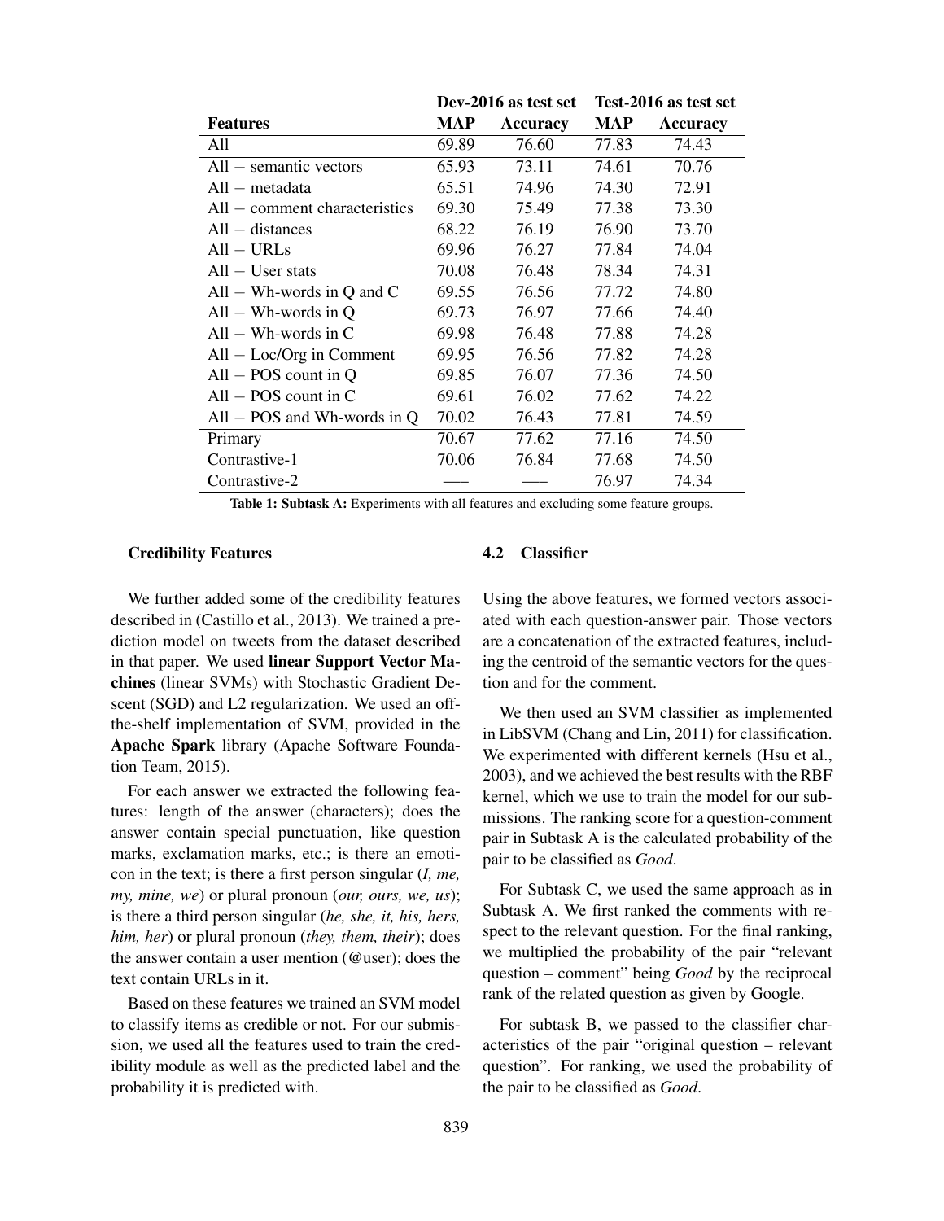| | Dev-2016 as test set | | Test-2016 as test set | |
|---|---|---|---|---|
| **Features** | **MAP** | **Accuracy** | **MAP** | **Accuracy** |
| All | 69.89 | 76.60 | 77.83 | 74.43 |
| All − semantic vectors | 65.93 | 73.11 | 74.61 | 70.76 |
| All − metadata | 65.51 | 74.96 | 74.30 | 72.91 |
| All − comment characteristics | 69.30 | 75.49 | 77.38 | 73.30 |
| All − distances | 68.22 | 76.19 | 76.90 | 73.70 |
| All − URLs | 69.96 | 76.27 | 77.84 | 74.04 |
| All − User stats | 70.08 | 76.48 | 78.34 | 74.31 |
| All − Wh-words in Q and C | 69.55 | 76.56 | 77.72 | 74.80 |
| All − Wh-words in Q | 69.73 | 76.97 | 77.66 | 74.40 |
| All − Wh-words in C | 69.98 | 76.48 | 77.88 | 74.28 |
| All − Loc/Org in Comment | 69.95 | 76.56 | 77.82 | 74.28 |
| All − POS count in Q | 69.85 | 76.07 | 77.36 | 74.50 |
| All − POS count in C | 69.61 | 76.02 | 77.62 | 74.22 |
| All − POS and Wh-words in Q | 70.02 | 76.43 | 77.81 | 74.59 |
| Primary | 70.67 | 77.62 | 77.16 | 74.50 |
| Contrastive-1 | 70.06 | 76.84 | 77.68 | 74.50 |
| Contrastive-2 | — | — | 76.97 | 74.34 |

**Table 1: Subtask A:** Experiments with all features and excluding some feature groups.

#### Credibility Features

We further added some of the credibility features described in (Castillo et al., 2013). We trained a prediction model on tweets from the dataset described in that paper. We used **linear Support Vector Machines** (linear SVMs) with Stochastic Gradient Descent (SGD) and L2 regularization. We used an off-the-shelf implementation of SVM, provided in the **Apache Spark** library (Apache Software Foundation Team, 2015).

For each answer we extracted the following features: length of the answer (characters); does the answer contain special punctuation, like question marks, exclamation marks, etc.; is there an emoticon in the text; is there a first person singular (*I, me, my, mine, we*) or plural pronoun (*our, ours, we, us*); is there a third person singular (*he, she, it, his, hers, him, her*) or plural pronoun (*they, them, their*); does the answer contain a user mention (@user); does the text contain URLs in it.

Based on these features we trained an SVM model to classify items as credible or not. For our submission, we used all the features used to train the credibility module as well as the predicted label and the probability it is predicted with.

### 4.2 Classifier

Using the above features, we formed vectors associated with each question-answer pair. Those vectors are a concatenation of the extracted features, including the centroid of the semantic vectors for the question and for the comment.

We then used an SVM classifier as implemented in LibSVM (Chang and Lin, 2011) for classification. We experimented with different kernels (Hsu et al., 2003), and we achieved the best results with the RBF kernel, which we use to train the model for our submissions. The ranking score for a question-comment pair in Subtask A is the calculated probability of the pair to be classified as *Good*.

For Subtask C, we used the same approach as in Subtask A. We first ranked the comments with respect to the relevant question. For the final ranking, we multiplied the probability of the pair "relevant question – comment" being *Good* by the reciprocal rank of the related question as given by Google.

For subtask B, we passed to the classifier characteristics of the pair "original question – relevant question". For ranking, we used the probability of the pair to be classified as *Good*.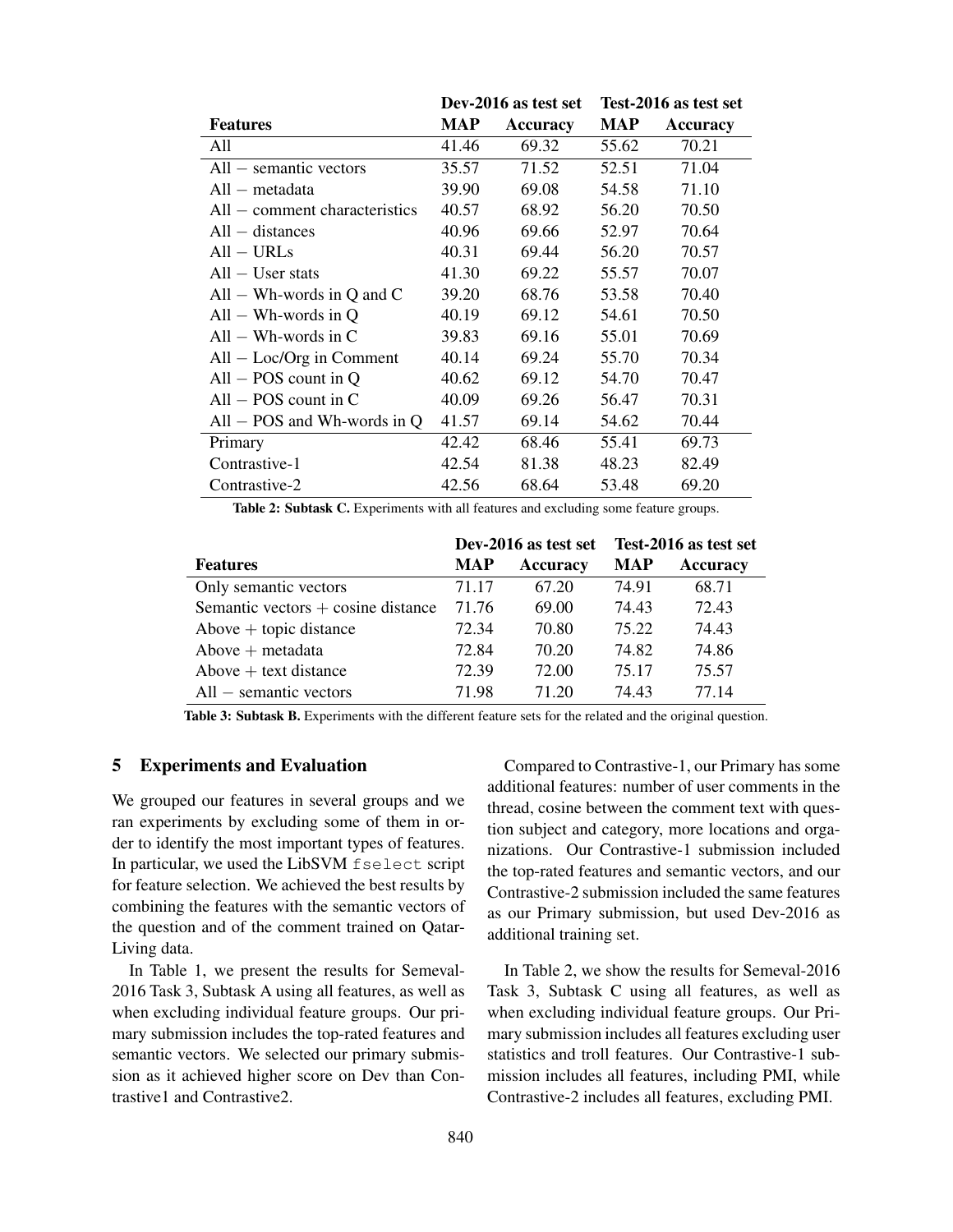| | Dev-2016 as test set | | Test-2016 as test set | |
|---|---|---|---|---|
| **Features** | **MAP** | **Accuracy** | **MAP** | **Accuracy** |
| All | 41.46 | 69.32 | 55.62 | 70.21 |
| All − semantic vectors | 35.57 | 71.52 | 52.51 | 71.04 |
| All − metadata | 39.90 | 69.08 | 54.58 | 71.10 |
| All − comment characteristics | 40.57 | 68.92 | 56.20 | 70.50 |
| All − distances | 40.96 | 69.66 | 52.97 | 70.64 |
| All − URLs | 40.31 | 69.44 | 56.20 | 70.57 |
| All − User stats | 41.30 | 69.22 | 55.57 | 70.07 |
| All − Wh-words in Q and C | 39.20 | 68.76 | 53.58 | 70.40 |
| All − Wh-words in Q | 40.19 | 69.12 | 54.61 | 70.50 |
| All − Wh-words in C | 39.83 | 69.16 | 55.01 | 70.69 |
| All − Loc/Org in Comment | 40.14 | 69.24 | 55.70 | 70.34 |
| All − POS count in Q | 40.62 | 69.12 | 54.70 | 70.47 |
| All − POS count in C | 40.09 | 69.26 | 56.47 | 70.31 |
| All − POS and Wh-words in Q | 41.57 | 69.14 | 54.62 | 70.44 |
| Primary | 42.42 | 68.46 | 55.41 | 69.73 |
| Contrastive-1 | 42.54 | 81.38 | 48.23 | 82.49 |
| Contrastive-2 | 42.56 | 68.64 | 53.48 | 69.20 |

**Table 2: Subtask C.** Experiments with all features and excluding some feature groups.

| | Dev-2016 as test set | | Test-2016 as test set | |
|---|---|---|---|---|
| **Features** | **MAP** | **Accuracy** | **MAP** | **Accuracy** |
| Only semantic vectors | 71.17 | 67.20 | 74.91 | 68.71 |
| Semantic vectors + cosine distance | 71.76 | 69.00 | 74.43 | 72.43 |
| Above + topic distance | 72.34 | 70.80 | 75.22 | 74.43 |
| Above + metadata | 72.84 | 70.20 | 74.82 | 74.86 |
| Above + text distance | 72.39 | 72.00 | 75.17 | 75.57 |
| All − semantic vectors | 71.98 | 71.20 | 74.43 | 77.14 |

**Table 3: Subtask B.** Experiments with the different feature sets for the related and the original question.

## 5 Experiments and Evaluation

We grouped our features in several groups and we ran experiments by excluding some of them in order to identify the most important types of features. In particular, we used the LibSVM `fselect` script for feature selection. We achieved the best results by combining the features with the semantic vectors of the question and of the comment trained on Qatar-Living data.

In Table 1, we present the results for Semeval-2016 Task 3, Subtask A using all features, as well as when excluding individual feature groups. Our primary submission includes the top-rated features and semantic vectors. We selected our primary submission as it achieved higher score on Dev than Contrastive1 and Contrastive2.

Compared to Contrastive-1, our Primary has some additional features: number of user comments in the thread, cosine between the comment text with question subject and category, more locations and organizations. Our Contrastive-1 submission included the top-rated features and semantic vectors, and our Contrastive-2 submission included the same features as our Primary submission, but used Dev-2016 as additional training set.

In Table 2, we show the results for Semeval-2016 Task 3, Subtask C using all features, as well as when excluding individual feature groups. Our Primary submission includes all features excluding user statistics and troll features. Our Contrastive-1 submission includes all features, including PMI, while Contrastive-2 includes all features, excluding PMI.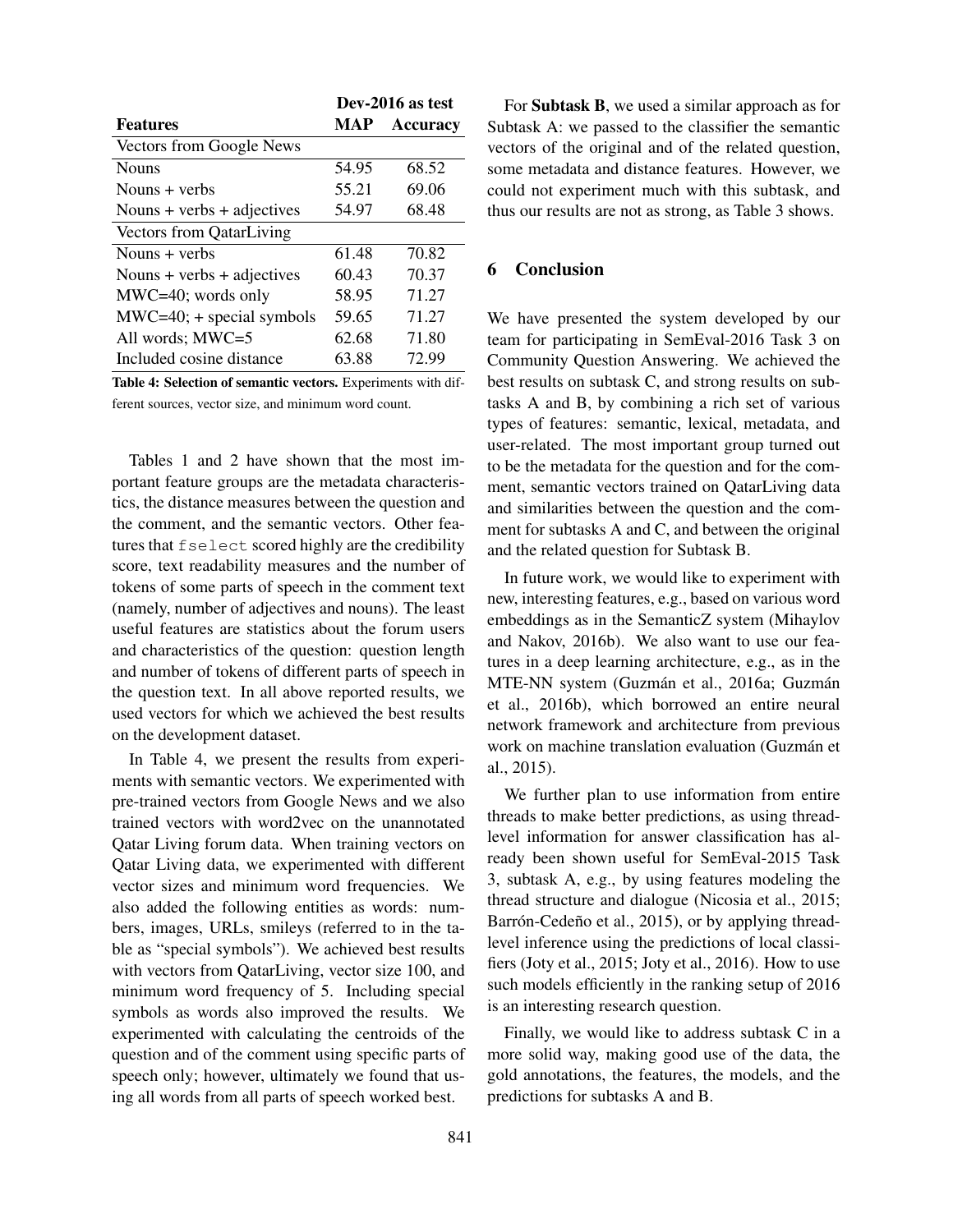| Features | Dev-2016 as test | |
|---|---|---|
| | **MAP** | **Accuracy** |
| Vectors from Google News | | |
| Nouns | 54.95 | 68.52 |
| Nouns + verbs | 55.21 | 69.06 |
| Nouns + verbs + adjectives | 54.97 | 68.48 |
| Vectors from QatarLiving | | |
| Nouns + verbs | 61.48 | 70.82 |
| Nouns + verbs + adjectives | 60.43 | 70.37 |
| MWC=40; words only | 58.95 | 71.27 |
| MWC=40; + special symbols | 59.65 | 71.27 |
| All words; MWC=5 | 62.68 | 71.80 |
| Included cosine distance | 63.88 | 72.99 |

**Table 4: Selection of semantic vectors.** Experiments with different sources, vector size, and minimum word count.

Tables 1 and 2 have shown that the most important feature groups are the metadata characteristics, the distance measures between the question and the comment, and the semantic vectors. Other features that `fselect` scored highly are the credibility score, text readability measures and the number of tokens of some parts of speech in the comment text (namely, number of adjectives and nouns). The least useful features are statistics about the forum users and characteristics of the question: question length and number of tokens of different parts of speech in the question text. In all above reported results, we used vectors for which we achieved the best results on the development dataset.

In Table 4, we present the results from experiments with semantic vectors. We experimented with pre-trained vectors from Google News and we also trained vectors with word2vec on the unannotated Qatar Living forum data. When training vectors on Qatar Living data, we experimented with different vector sizes and minimum word frequencies. We also added the following entities as words: numbers, images, URLs, smileys (referred to in the table as "special symbols"). We achieved best results with vectors from QatarLiving, vector size 100, and minimum word frequency of 5. Including special symbols as words also improved the results. We experimented with calculating the centroids of the question and of the comment using specific parts of speech only; however, ultimately we found that using all words from all parts of speech worked best.

For **Subtask B**, we used a similar approach as for Subtask A: we passed to the classifier the semantic vectors of the original and of the related question, some metadata and distance features. However, we could not experiment much with this subtask, and thus our results are not as strong, as Table 3 shows.

## 6 Conclusion

We have presented the system developed by our team for participating in SemEval-2016 Task 3 on Community Question Answering. We achieved the best results on subtask C, and strong results on subtasks A and B, by combining a rich set of various types of features: semantic, lexical, metadata, and user-related. The most important group turned out to be the metadata for the question and for the comment, semantic vectors trained on QatarLiving data and similarities between the question and the comment for subtasks A and C, and between the original and the related question for Subtask B.

In future work, we would like to experiment with new, interesting features, e.g., based on various word embeddings as in the SemanticZ system (Mihaylov and Nakov, 2016b). We also want to use our features in a deep learning architecture, e.g., as in the MTE-NN system (Guzmán et al., 2016a; Guzmán et al., 2016b), which borrowed an entire neural network framework and architecture from previous work on machine translation evaluation (Guzmán et al., 2015).

We further plan to use information from entire threads to make better predictions, as using thread-level information for answer classification has already been shown useful for SemEval-2015 Task 3, subtask A, e.g., by using features modeling the thread structure and dialogue (Nicosia et al., 2015; Barrón-Cedeño et al., 2015), or by applying thread-level inference using the predictions of local classifiers (Joty et al., 2015; Joty et al., 2016). How to use such models efficiently in the ranking setup of 2016 is an interesting research question.

Finally, we would like to address subtask C in a more solid way, making good use of the data, the gold annotations, the features, the models, and the predictions for subtasks A and B.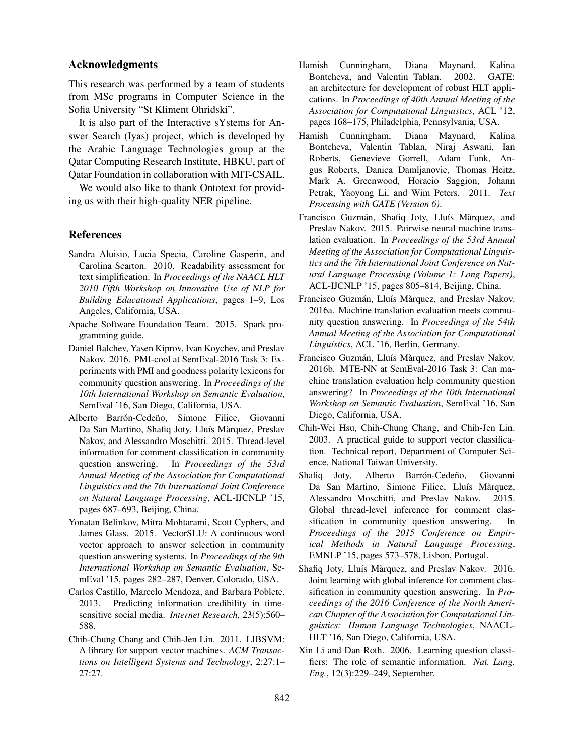## Acknowledgments

This research was performed by a team of students from MSc programs in Computer Science in the Sofia University "St Kliment Ohridski".

It is also part of the Interactive sYstems for Answer Search (Iyas) project, which is developed by the Arabic Language Technologies group at the Qatar Computing Research Institute, HBKU, part of Qatar Foundation in collaboration with MIT-CSAIL.

We would also like to thank Ontotext for providing us with their high-quality NER pipeline.

## References

Sandra Aluisio, Lucia Specia, Caroline Gasperin, and Carolina Scarton. 2010. Readability assessment for text simplification. In *Proceedings of the NAACL HLT 2010 Fifth Workshop on Innovative Use of NLP for Building Educational Applications*, pages 1–9, Los Angeles, California, USA.

Apache Software Foundation Team. 2015. Spark programming guide.

Daniel Balchev, Yasen Kiprov, Ivan Koychev, and Preslav Nakov. 2016. PMI-cool at SemEval-2016 Task 3: Experiments with PMI and goodness polarity lexicons for community question answering. In *Proceedings of the 10th International Workshop on Semantic Evaluation*, SemEval '16, San Diego, California, USA.

Alberto Barrón-Cedeño, Simone Filice, Giovanni Da San Martino, Shafiq Joty, Lluís Màrquez, Preslav Nakov, and Alessandro Moschitti. 2015. Thread-level information for comment classification in community question answering. In *Proceedings of the 53rd Annual Meeting of the Association for Computational Linguistics and the 7th International Joint Conference on Natural Language Processing*, ACL-IJCNLP '15, pages 687–693, Beijing, China.

Yonatan Belinkov, Mitra Mohtarami, Scott Cyphers, and James Glass. 2015. VectorSLU: A continuous word vector approach to answer selection in community question answering systems. In *Proceedings of the 9th International Workshop on Semantic Evaluation*, SemEval '15, pages 282–287, Denver, Colorado, USA.

Carlos Castillo, Marcelo Mendoza, and Barbara Poblete. 2013. Predicting information credibility in time-sensitive social media. *Internet Research*, 23(5):560–588.

Chih-Chung Chang and Chih-Jen Lin. 2011. LIBSVM: A library for support vector machines. *ACM Transactions on Intelligent Systems and Technology*, 2:27:1–27:27.

Hamish Cunningham, Diana Maynard, Kalina Bontcheva, and Valentin Tablan. 2002. GATE: an architecture for development of robust HLT applications. In *Proceedings of 40th Annual Meeting of the Association for Computational Linguistics*, ACL '12, pages 168–175, Philadelphia, Pennsylvania, USA.

Hamish Cunningham, Diana Maynard, Kalina Bontcheva, Valentin Tablan, Niraj Aswani, Ian Roberts, Genevieve Gorrell, Adam Funk, Angus Roberts, Danica Damljanovic, Thomas Heitz, Mark A. Greenwood, Horacio Saggion, Johann Petrak, Yaoyong Li, and Wim Peters. 2011. *Text Processing with GATE (Version 6)*.

Francisco Guzmán, Shafiq Joty, Lluís Màrquez, and Preslav Nakov. 2015. Pairwise neural machine translation evaluation. In *Proceedings of the 53rd Annual Meeting of the Association for Computational Linguistics and the 7th International Joint Conference on Natural Language Processing (Volume 1: Long Papers)*, ACL-IJCNLP '15, pages 805–814, Beijing, China.

Francisco Guzmán, Lluís Màrquez, and Preslav Nakov. 2016a. Machine translation evaluation meets community question answering. In *Proceedings of the 54th Annual Meeting of the Association for Computational Linguistics*, ACL '16, Berlin, Germany.

Francisco Guzmán, Lluís Màrquez, and Preslav Nakov. 2016b. MTE-NN at SemEval-2016 Task 3: Can machine translation evaluation help community question answering? In *Proceedings of the 10th International Workshop on Semantic Evaluation*, SemEval '16, San Diego, California, USA.

Chih-Wei Hsu, Chih-Chung Chang, and Chih-Jen Lin. 2003. A practical guide to support vector classification. Technical report, Department of Computer Science, National Taiwan University.

Shafiq Joty, Alberto Barrón-Cedeño, Giovanni Da San Martino, Simone Filice, Lluís Màrquez, Alessandro Moschitti, and Preslav Nakov. 2015. Global thread-level inference for comment classification in community question answering. In *Proceedings of the 2015 Conference on Empirical Methods in Natural Language Processing*, EMNLP '15, pages 573–578, Lisbon, Portugal.

Shafiq Joty, Lluís Màrquez, and Preslav Nakov. 2016. Joint learning with global inference for comment classification in community question answering. In *Proceedings of the 2016 Conference of the North American Chapter of the Association for Computational Linguistics: Human Language Technologies*, NAACL-HLT '16, San Diego, California, USA.

Xin Li and Dan Roth. 2006. Learning question classifiers: The role of semantic information. *Nat. Lang. Eng.*, 12(3):229–249, September.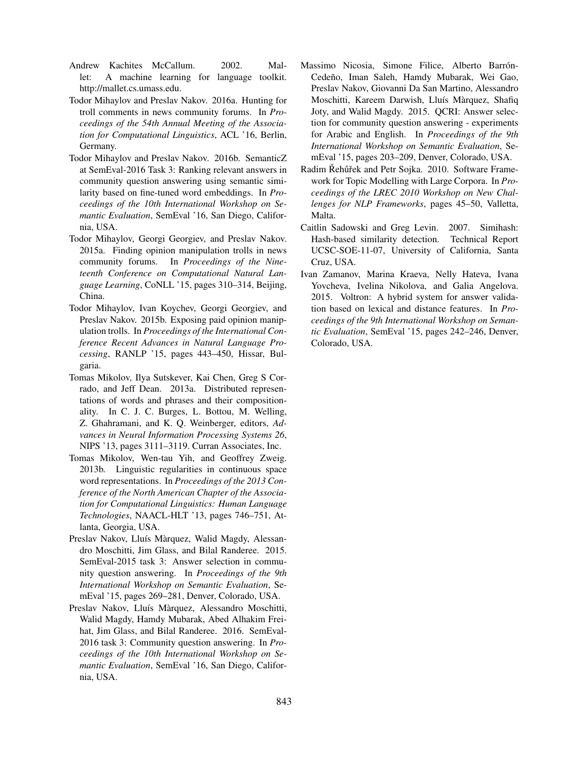Andrew Kachites McCallum. 2002. Mallet: A machine learning for language toolkit. http://mallet.cs.umass.edu.

Todor Mihaylov and Preslav Nakov. 2016a. Hunting for troll comments in news community forums. In *Proceedings of the 54th Annual Meeting of the Association for Computational Linguistics*, ACL '16, Berlin, Germany.

Todor Mihaylov and Preslav Nakov. 2016b. SemanticZ at SemEval-2016 Task 3: Ranking relevant answers in community question answering using semantic similarity based on fine-tuned word embeddings. In *Proceedings of the 10th International Workshop on Semantic Evaluation*, SemEval '16, San Diego, California, USA.

Todor Mihaylov, Georgi Georgiev, and Preslav Nakov. 2015a. Finding opinion manipulation trolls in news community forums. In *Proceedings of the Nineteenth Conference on Computational Natural Language Learning*, CoNLL '15, pages 310–314, Beijing, China.

Todor Mihaylov, Ivan Koychev, Georgi Georgiev, and Preslav Nakov. 2015b. Exposing paid opinion manipulation trolls. In *Proceedings of the International Conference Recent Advances in Natural Language Processing*, RANLP '15, pages 443–450, Hissar, Bulgaria.

Tomas Mikolov, Ilya Sutskever, Kai Chen, Greg S Corrado, and Jeff Dean. 2013a. Distributed representations of words and phrases and their compositionality. In C. J. C. Burges, L. Bottou, M. Welling, Z. Ghahramani, and K. Q. Weinberger, editors, *Advances in Neural Information Processing Systems 26*, NIPS '13, pages 3111–3119. Curran Associates, Inc.

Tomas Mikolov, Wen-tau Yih, and Geoffrey Zweig. 2013b. Linguistic regularities in continuous space word representations. In *Proceedings of the 2013 Conference of the North American Chapter of the Association for Computational Linguistics: Human Language Technologies*, NAACL-HLT '13, pages 746–751, Atlanta, Georgia, USA.

Preslav Nakov, Lluís Màrquez, Walid Magdy, Alessandro Moschitti, Jim Glass, and Bilal Randeree. 2015. SemEval-2015 task 3: Answer selection in community question answering. In *Proceedings of the 9th International Workshop on Semantic Evaluation*, SemEval '15, pages 269–281, Denver, Colorado, USA.

Preslav Nakov, Lluís Màrquez, Alessandro Moschitti, Walid Magdy, Hamdy Mubarak, Abed Alhakim Freihat, Jim Glass, and Bilal Randeree. 2016. SemEval-2016 task 3: Community question answering. In *Proceedings of the 10th International Workshop on Semantic Evaluation*, SemEval '16, San Diego, California, USA.

Massimo Nicosia, Simone Filice, Alberto Barrón-Cedeño, Iman Saleh, Hamdy Mubarak, Wei Gao, Preslav Nakov, Giovanni Da San Martino, Alessandro Moschitti, Kareem Darwish, Lluís Màrquez, Shafiq Joty, and Walid Magdy. 2015. QCRI: Answer selection for community question answering - experiments for Arabic and English. In *Proceedings of the 9th International Workshop on Semantic Evaluation*, SemEval '15, pages 203–209, Denver, Colorado, USA.

Radim Řehůřek and Petr Sojka. 2010. Software Framework for Topic Modelling with Large Corpora. In *Proceedings of the LREC 2010 Workshop on New Challenges for NLP Frameworks*, pages 45–50, Valletta, Malta.

Caitlin Sadowski and Greg Levin. 2007. Simihash: Hash-based similarity detection. Technical Report UCSC-SOE-11-07, University of California, Santa Cruz, USA.

Ivan Zamanov, Marina Kraeva, Nelly Hateva, Ivana Yovcheva, Ivelina Nikolova, and Galia Angelova. 2015. Voltron: A hybrid system for answer validation based on lexical and distance features. In *Proceedings of the 9th International Workshop on Semantic Evaluation*, SemEval '15, pages 242–246, Denver, Colorado, USA.